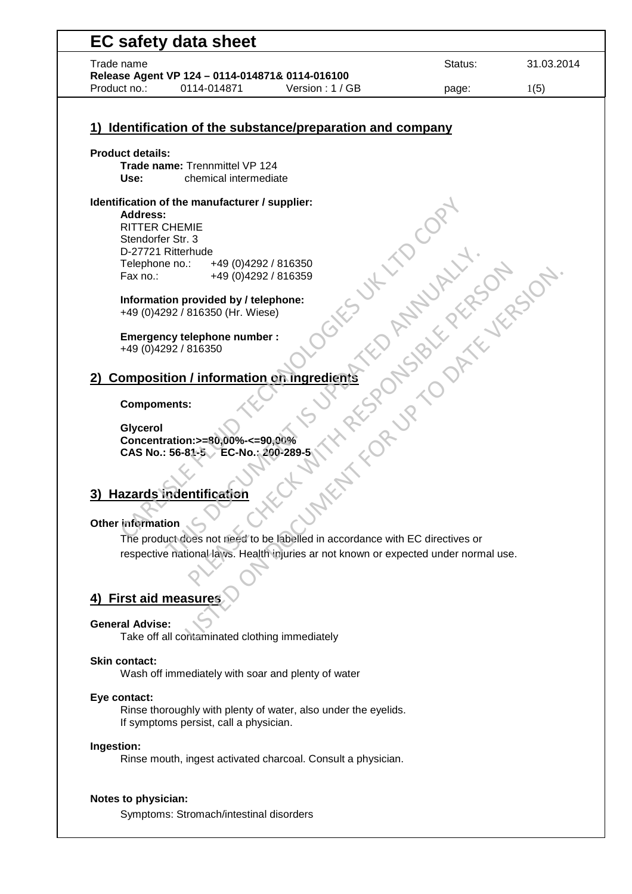# EC safety data sheet

Trade name: **Release Agent VP 124 – 0114-014871& 0114-016100**
Status: 31.03.2014
Product no.: 0114-014871 Version : 1 / GB

## 1) Identification of the substance/preparation and company

**Product details:**

**Trade name:** Trennmittel VP 124
**Use:** chemical intermediate

**Identification of the manufacturer / supplier:**

**Address:**
RITTER CHEMIE
Stendorfer Str. 3
D-27721 Ritterhude
Telephone no.: +49 (0)4292 / 816350
Fax no.: +49 (0)4292 / 816359

**Information provided by / telephone:**
+49 (0)4292 / 816350 (Hr. Wiese)

**Emergency telephone number :**
+49 (0)4292 / 816350

## 2) Composition / information on ingredients

**Compoments:**

**Glycerol**
**Concentration:>=80,00%-<=90,00%**
**CAS No.: 56-81-5 EC-No.: 200-289-5**

## 3) Hazards indentification

**Other information**

The product does not need to be labelled in accordance with EC directives or respective national laws. Health injuries ar not known or expected under normal use.

## 4) First aid measures

**General Advise:**
Take off all contaminated clothing immediately

**Skin contact:**
Wash off immediately with soar and plenty of water

**Eye contact:**
Rinse thoroughly with plenty of water, also under the eyelids.
If symptoms persist, call a physician.

**Ingestion:**
Rinse mouth, ingest activated charcoal. Consult a physician.

**Notes to physician:**
Symptoms: Stromach/intestinal disorders

CARLISLE FLUID TECHNOLOGIES UK LTD COPY
THIS DOCUMENT IS UPDATED ANNUALLY.
PLEASE CHECK WITH RESPONSIBLE PERSON
LISTED ON DOCUMENT FOR UP TO DATE VERSION.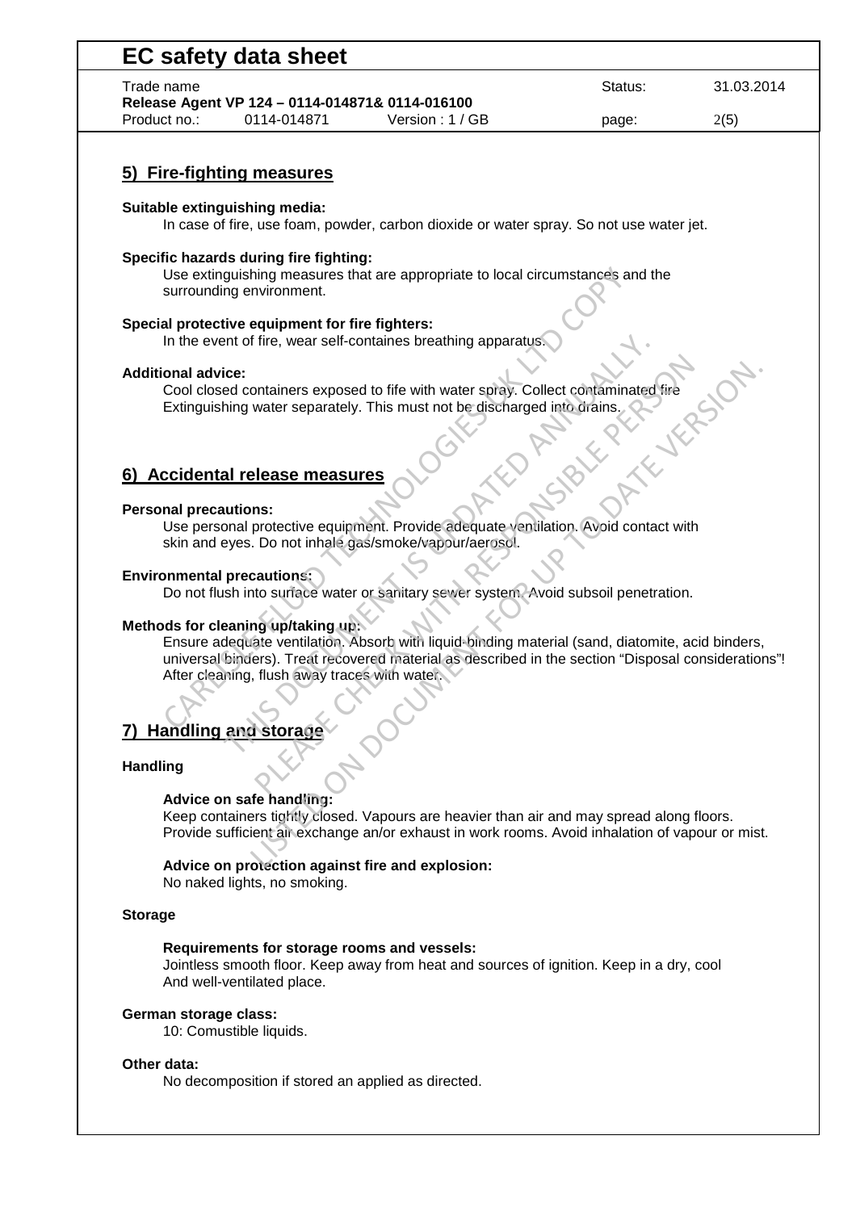## 5) Fire-fighting measures

**Suitable extinguishing media:**

In case of fire, use foam, powder, carbon dioxide or water spray. So not use water jet.

**Specific hazards during fire fighting:**

Use extinguishing measures that are appropriate to local circumstances and the surrounding environment.

**Special protective equipment for fire fighters:**

In the event of fire, wear self-containes breathing apparatus.

**Additional advice:**

Cool closed containers exposed to fife with water spray. Collect contaminated fire Extinguishing water separately. This must not be discharged into drains.

## 6) Accidental release measures

**Personal precautions:**

Use personal protective equipment. Provide adequate ventilation. Avoid contact with skin and eyes. Do not inhale gas/smoke/vapour/aerosol.

**Environmental precautions:**

Do not flush into surface water or sanitary sewer system. Avoid subsoil penetration.

**Methods for cleaning up/taking up:**

Ensure adequate ventilation. Absorb with liquid-binding material (sand, diatomite, acid binders, universal binders). Treat recovered material as described in the section "Disposal considerations"! After cleaning, flush away traces with water.

## 7) Handling and storage

### Handling

**Advice on safe handling:**

Keep containers tightly closed. Vapours are heavier than air and may spread along floors. Provide sufficient air exchange an/or exhaust in work rooms. Avoid inhalation of vapour or mist.

**Advice on protection against fire and explosion:**

No naked lights, no smoking.

### Storage

**Requirements for storage rooms and vessels:**

Jointless smooth floor. Keep away from heat and sources of ignition. Keep in a dry, cool And well-ventilated place.

**German storage class:**

10: Comustible liquids.

**Other data:**

No decomposition if stored an applied as directed.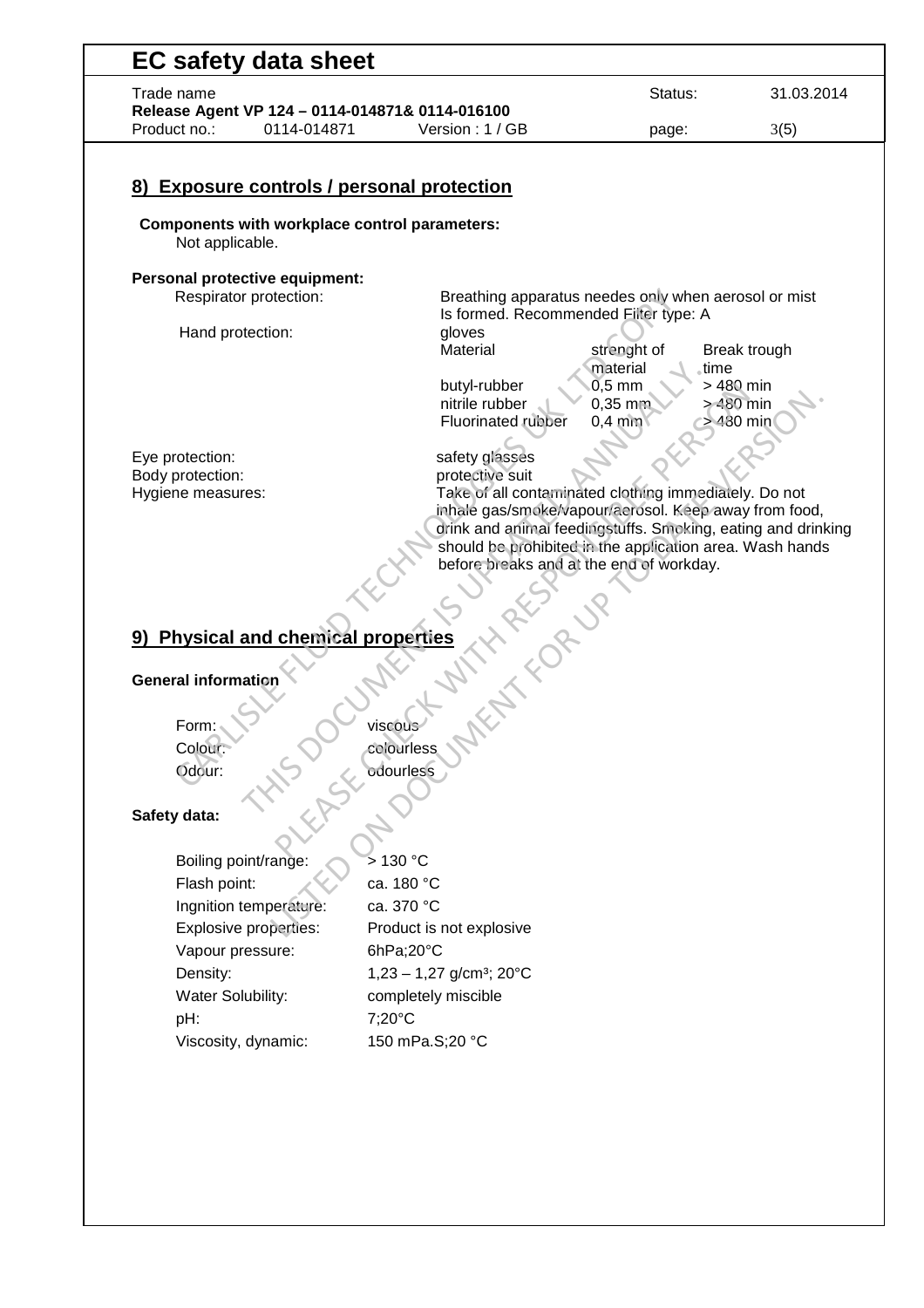## 8) Exposure controls / personal protection

**Components with workplace control parameters:**
Not applicable.

**Personal protective equipment:**

Respirator protection: Breathing apparatus needes only when aerosol or mist Is formed. Recommended Filter type: A

Hand protection: gloves

| Material | strenght of material | Break trough time |
|---|---|---|
| butyl-rubber | 0,5 mm | > 480 min |
| nitrile rubber | 0,35 mm | > 480 min |
| Fluorinated rubber | 0,4 mm | > 480 min |

Eye protection: safety glasses

Body protection: protective suit

Hygiene measures: Take of all contaminated clothing immediately. Do not inhale gas/smoke/vapour/aerosol. Keep away from food, drink and animal feedingstuffs. Smoking, eating and drinking should be prohibited in the application area. Wash hands before breaks and at the end of workday.

## 9) Physical and chemical properties

**General information**

| | |
|---|---|
| Form: | viscous |
| Colour: | colourless |
| Odour: | odourless |

**Safety data:**

| | |
|---|---|
| Boiling point/range: | > 130 °C |
| Flash point: | ca. 180 °C |
| Ingnition temperature: | ca. 370 °C |
| Explosive properties: | Product is not explosive |
| Vapour pressure: | 6hPa;20°C |
| Density: | 1,23 – 1,27 g/cm³; 20°C |
| Water Solubility: | completely miscible |
| pH: | 7;20°C |
| Viscosity, dynamic: | 150 mPa.S;20 °C |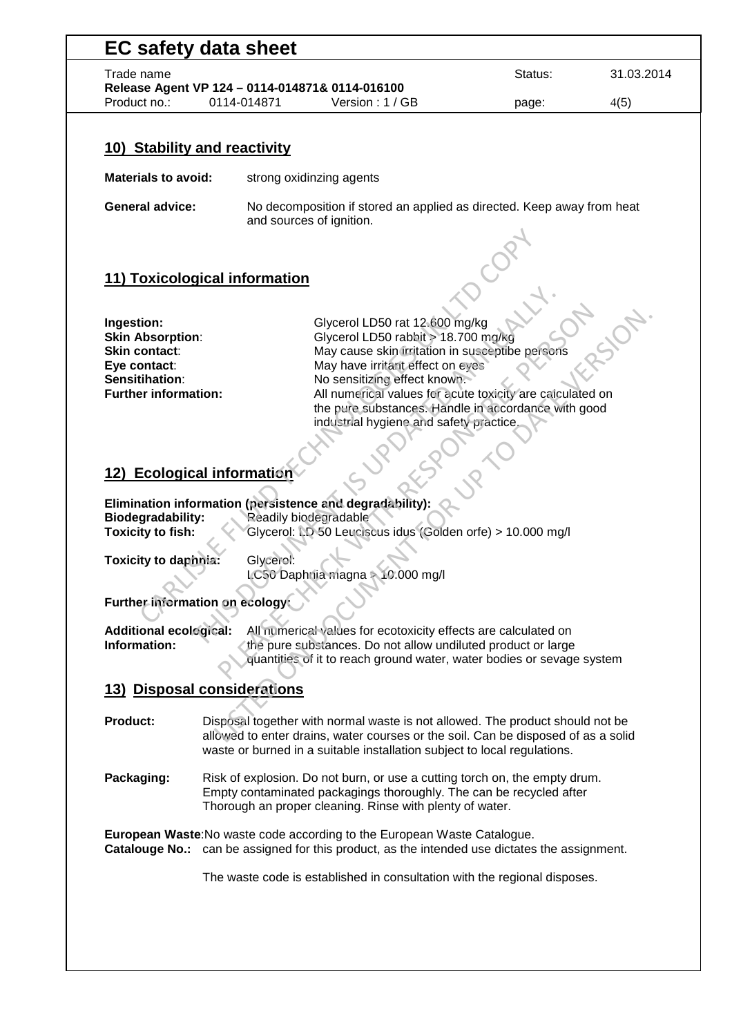## 10) Stability and reactivity

**Materials to avoid:** strong oxidinzing agents

**General advice:** No decomposition if stored an applied as directed. Keep away from heat and sources of ignition.

## 11) Toxicological information

| | |
|---|---|
| **Ingestion:** | Glycerol LD50 rat 12.600 mg/kg |
| **Skin Absorption**: | Glycerol LD50 rabbit > 18.700 mg/kg |
| **Skin contact**: | May cause skin irritation in susceptibe persons |
| **Eye contact**: | May have irritant effect on eyes |
| **Sensitihation**: | No sensitizing effect known. |
| **Further information:** | All numerical values for acute toxicity are calculated on the pure substances. Handle in accordance with good industrial hygiene and safety practice. |

## 12) Ecological information

**Elimination information (persistence and degradability):**

**Biodegradability:** Readily biodegradable

**Toxicity to fish:** Glycerol: LD 50 Leuciscus idus (Golden orfe) > 10.000 mg/l

**Toxicity to daphnia:** Glycerol:
LC50 Daphnia magna > 10.000 mg/l

**Further information on ecology:**

**Additional ecological: Information:** All numerical values for ecotoxicity effects are calculated on the pure substances. Do not allow undiluted product or large quantities of it to reach ground water, water bodies or sevage system

## 13) Disposal considerations

**Product:** Disposal together with normal waste is not allowed. The product should not be allowed to enter drains, water courses or the soil. Can be disposed of as a solid waste or burned in a suitable installation subject to local regulations.

**Packaging:** Risk of explosion. Do not burn, or use a cutting torch on, the empty drum. Empty contaminated packagings thoroughly. The can be recycled after Thorough an proper cleaning. Rinse with plenty of water.

**European Waste Catalouge No.:** No waste code according to the European Waste Catalogue. can be assigned for this product, as the intended use dictates the assignment.

The waste code is established in consultation with the regional disposes.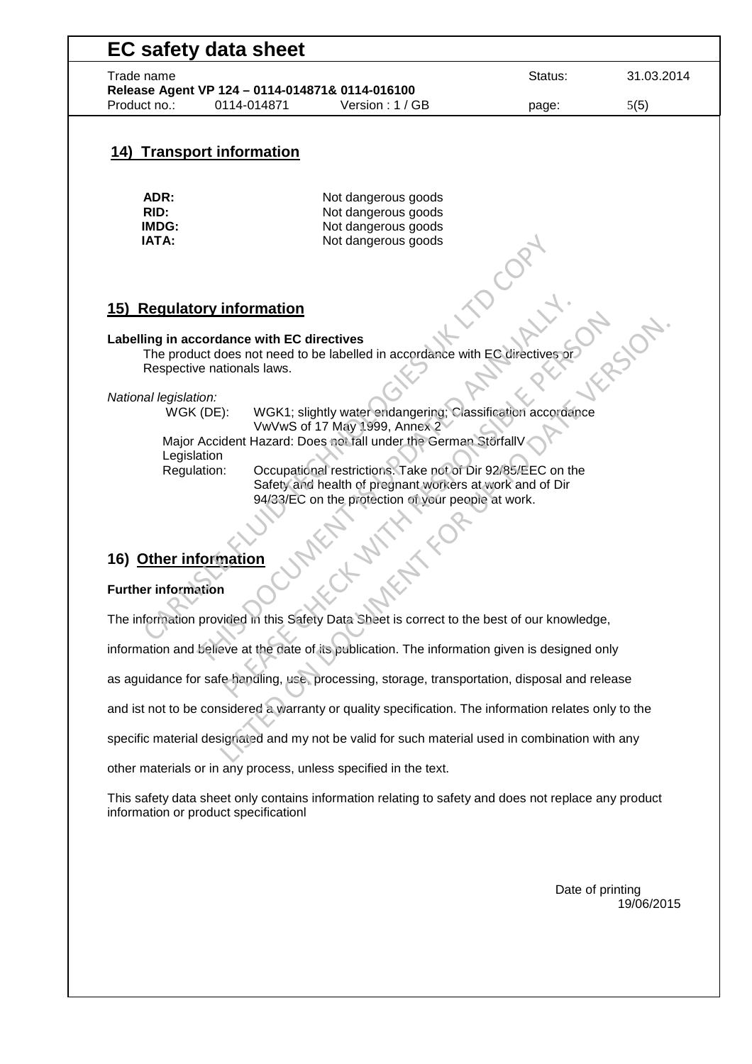## 14) Transport information

| | |
|---|---|
| **ADR:** | Not dangerous goods |
| **RID:** | Not dangerous goods |
| **IMDG:** | Not dangerous goods |
| **IATA:** | Not dangerous goods |

## 15) Regulatory information

**Labelling in accordance with EC directives**

The product does not need to be labelled in accordance with EC directives or Respective nationals laws.

*National legislation:*

WGK (DE): WGK1; slightly water endangering; Classification accordance VwVwS of 17 May 1999, Annex 2

Major Accident Hazard: Does not fall under the German StörfallV Legislation

Regulation: Occupational restrictions: Take not of Dir 92/85/EEC on the Safety and health of pregnant workers at work and of Dir 94/33/EC on the protection of your people at work.

## 16) Other information

**Further information**

The information provided in this Safety Data Sheet is correct to the best of our knowledge, information and believe at the date of its publication. The information given is designed only as aguidance for safe handling, use, processing, storage, transportation, disposal and release and ist not to be considered a warranty or quality specification. The information relates only to the specific material designated and my not be valid for such material used in combination with any other materials or in any process, unless specified in the text.

This safety data sheet only contains information relating to safety and does not replace any product information or product specificationl

Date of printing 19/06/2015